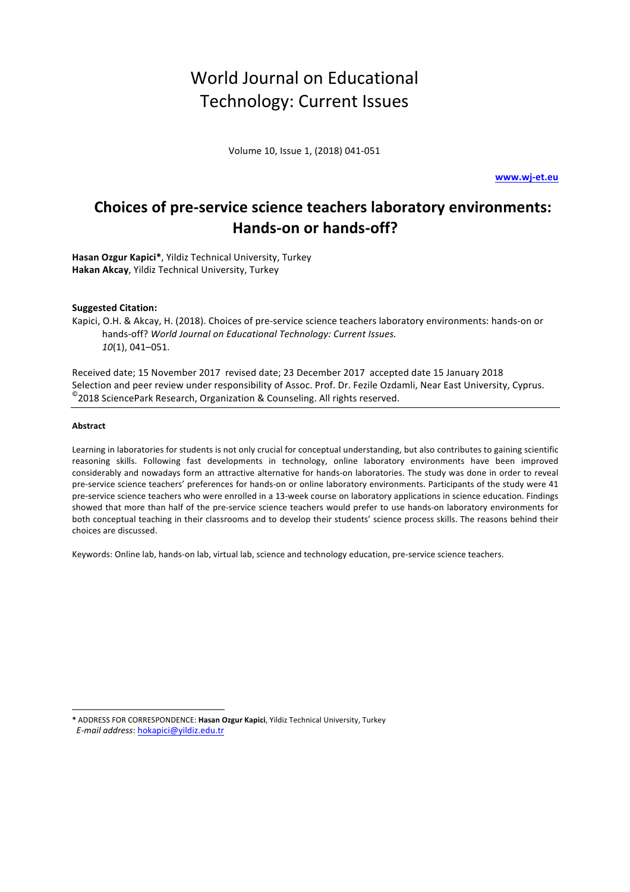# World Journal on Educational Technology: Current Issues

www.wj-et.eu

## Choices of pre-service science teachers laboratory environments: Hands-on or hands-off?

**Hasan Ozgur Kapici***, Yildiz Technical University, Turkey
**Hakan Akcay**, Yildiz Technical University, Turkey

**Suggested Citation:**

Kapici, O.H. & Akcay, H. (2018). Choices of pre-service science teachers laboratory environments: hands-on or hands-off? *World Journal on Educational Technology: Current Issues. 10*(1), 041–051.

Received date; 15 November 2017 revised date; 23 December 2017 accepted date 15 January 2018
Selection and peer review under responsibility of Assoc. Prof. Dr. Fezile Ozdamli, Near East University, Cyprus.
©2018 SciencePark Research, Organization & Counseling. All rights reserved.

#### Abstract

Learning in laboratories for students is not only crucial for conceptual understanding, but also contributes to gaining scientific reasoning skills. Following fast developments in technology, online laboratory environments have been improved considerably and nowadays form an attractive alternative for hands-on laboratories. The study was done in order to reveal pre-service science teachers' preferences for hands-on or online laboratory environments. Participants of the study were 41 pre-service science teachers who were enrolled in a 13-week course on laboratory applications in science education. Findings showed that more than half of the pre-service science teachers would prefer to use hands-on laboratory environments for both conceptual teaching in their classrooms and to develop their students' science process skills. The reasons behind their choices are discussed.

Keywords: Online lab, hands-on lab, virtual lab, science and technology education, pre-service science teachers.

---

* ADDRESS FOR CORRESPONDENCE: **Hasan Ozgur Kapici**, Yildiz Technical University, Turkey
*E-mail address*: hokapici@yildiz.edu.tr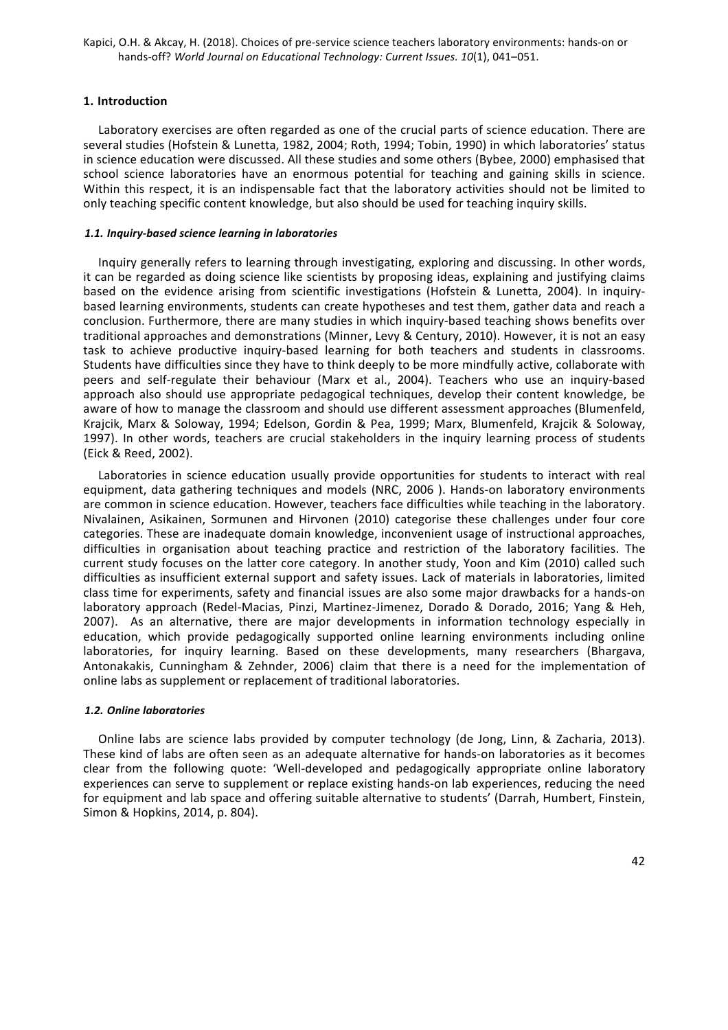## 1. Introduction

Laboratory exercises are often regarded as one of the crucial parts of science education. There are several studies (Hofstein & Lunetta, 1982, 2004; Roth, 1994; Tobin, 1990) in which laboratories' status in science education were discussed. All these studies and some others (Bybee, 2000) emphasised that school science laboratories have an enormous potential for teaching and gaining skills in science. Within this respect, it is an indispensable fact that the laboratory activities should not be limited to only teaching specific content knowledge, but also should be used for teaching inquiry skills.

### *1.1. Inquiry-based science learning in laboratories*

Inquiry generally refers to learning through investigating, exploring and discussing. In other words, it can be regarded as doing science like scientists by proposing ideas, explaining and justifying claims based on the evidence arising from scientific investigations (Hofstein & Lunetta, 2004). In inquiry-based learning environments, students can create hypotheses and test them, gather data and reach a conclusion. Furthermore, there are many studies in which inquiry-based teaching shows benefits over traditional approaches and demonstrations (Minner, Levy & Century, 2010). However, it is not an easy task to achieve productive inquiry-based learning for both teachers and students in classrooms. Students have difficulties since they have to think deeply to be more mindfully active, collaborate with peers and self-regulate their behaviour (Marx et al., 2004). Teachers who use an inquiry-based approach also should use appropriate pedagogical techniques, develop their content knowledge, be aware of how to manage the classroom and should use different assessment approaches (Blumenfeld, Krajcik, Marx & Soloway, 1994; Edelson, Gordin & Pea, 1999; Marx, Blumenfeld, Krajcik & Soloway, 1997). In other words, teachers are crucial stakeholders in the inquiry learning process of students (Eick & Reed, 2002).

Laboratories in science education usually provide opportunities for students to interact with real equipment, data gathering techniques and models (NRC, 2006 ). Hands-on laboratory environments are common in science education. However, teachers face difficulties while teaching in the laboratory. Nivalainen, Asikainen, Sormunen and Hirvonen (2010) categorise these challenges under four core categories. These are inadequate domain knowledge, inconvenient usage of instructional approaches, difficulties in organisation about teaching practice and restriction of the laboratory facilities. The current study focuses on the latter core category. In another study, Yoon and Kim (2010) called such difficulties as insufficient external support and safety issues. Lack of materials in laboratories, limited class time for experiments, safety and financial issues are also some major drawbacks for a hands-on laboratory approach (Redel-Macias, Pinzi, Martinez-Jimenez, Dorado & Dorado, 2016; Yang & Heh, 2007). As an alternative, there are major developments in information technology especially in education, which provide pedagogically supported online learning environments including online laboratories, for inquiry learning. Based on these developments, many researchers (Bhargava, Antonakakis, Cunningham & Zehnder, 2006) claim that there is a need for the implementation of online labs as supplement or replacement of traditional laboratories.

### *1.2. Online laboratories*

Online labs are science labs provided by computer technology (de Jong, Linn, & Zacharia, 2013). These kind of labs are often seen as an adequate alternative for hands-on laboratories as it becomes clear from the following quote: 'Well-developed and pedagogically appropriate online laboratory experiences can serve to supplement or replace existing hands-on lab experiences, reducing the need for equipment and lab space and offering suitable alternative to students' (Darrah, Humbert, Finstein, Simon & Hopkins, 2014, p. 804).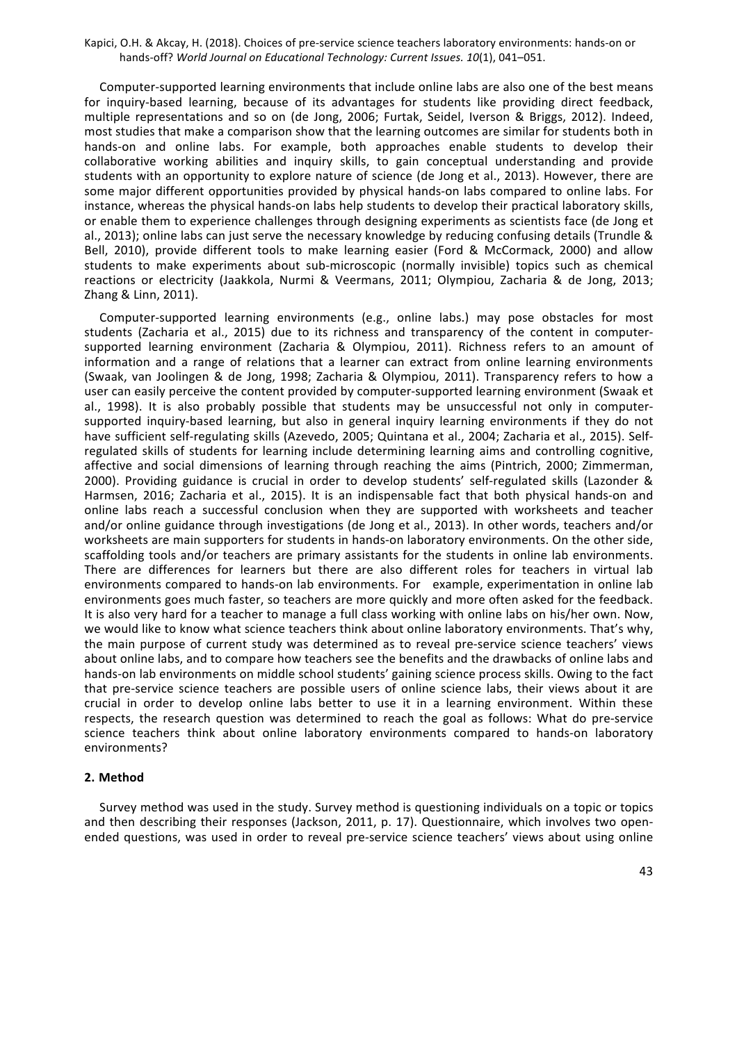Computer-supported learning environments that include online labs are also one of the best means for inquiry-based learning, because of its advantages for students like providing direct feedback, multiple representations and so on (de Jong, 2006; Furtak, Seidel, Iverson & Briggs, 2012). Indeed, most studies that make a comparison show that the learning outcomes are similar for students both in hands-on and online labs. For example, both approaches enable students to develop their collaborative working abilities and inquiry skills, to gain conceptual understanding and provide students with an opportunity to explore nature of science (de Jong et al., 2013). However, there are some major different opportunities provided by physical hands-on labs compared to online labs. For instance, whereas the physical hands-on labs help students to develop their practical laboratory skills, or enable them to experience challenges through designing experiments as scientists face (de Jong et al., 2013); online labs can just serve the necessary knowledge by reducing confusing details (Trundle & Bell, 2010), provide different tools to make learning easier (Ford & McCormack, 2000) and allow students to make experiments about sub-microscopic (normally invisible) topics such as chemical reactions or electricity (Jaakkola, Nurmi & Veermans, 2011; Olympiou, Zacharia & de Jong, 2013; Zhang & Linn, 2011).

Computer-supported learning environments (e.g., online labs.) may pose obstacles for most students (Zacharia et al., 2015) due to its richness and transparency of the content in computer-supported learning environment (Zacharia & Olympiou, 2011). Richness refers to an amount of information and a range of relations that a learner can extract from online learning environments (Swaak, van Joolingen & de Jong, 1998; Zacharia & Olympiou, 2011). Transparency refers to how a user can easily perceive the content provided by computer-supported learning environment (Swaak et al., 1998). It is also probably possible that students may be unsuccessful not only in computer-supported inquiry-based learning, but also in general inquiry learning environments if they do not have sufficient self-regulating skills (Azevedo, 2005; Quintana et al., 2004; Zacharia et al., 2015). Self-regulated skills of students for learning include determining learning aims and controlling cognitive, affective and social dimensions of learning through reaching the aims (Pintrich, 2000; Zimmerman, 2000). Providing guidance is crucial in order to develop students' self-regulated skills (Lazonder & Harmsen, 2016; Zacharia et al., 2015). It is an indispensable fact that both physical hands-on and online labs reach a successful conclusion when they are supported with worksheets and teacher and/or online guidance through investigations (de Jong et al., 2013). In other words, teachers and/or worksheets are main supporters for students in hands-on laboratory environments. On the other side, scaffolding tools and/or teachers are primary assistants for the students in online lab environments. There are differences for learners but there are also different roles for teachers in virtual lab environments compared to hands-on lab environments. For example, experimentation in online lab environments goes much faster, so teachers are more quickly and more often asked for the feedback. It is also very hard for a teacher to manage a full class working with online labs on his/her own. Now, we would like to know what science teachers think about online laboratory environments. That's why, the main purpose of current study was determined as to reveal pre-service science teachers' views about online labs, and to compare how teachers see the benefits and the drawbacks of online labs and hands-on lab environments on middle school students' gaining science process skills. Owing to the fact that pre-service science teachers are possible users of online science labs, their views about it are crucial in order to develop online labs better to use it in a learning environment. Within these respects, the research question was determined to reach the goal as follows: What do pre-service science teachers think about online laboratory environments compared to hands-on laboratory environments?

## 2. Method

Survey method was used in the study. Survey method is questioning individuals on a topic or topics and then describing their responses (Jackson, 2011, p. 17). Questionnaire, which involves two open-ended questions, was used in order to reveal pre-service science teachers' views about using online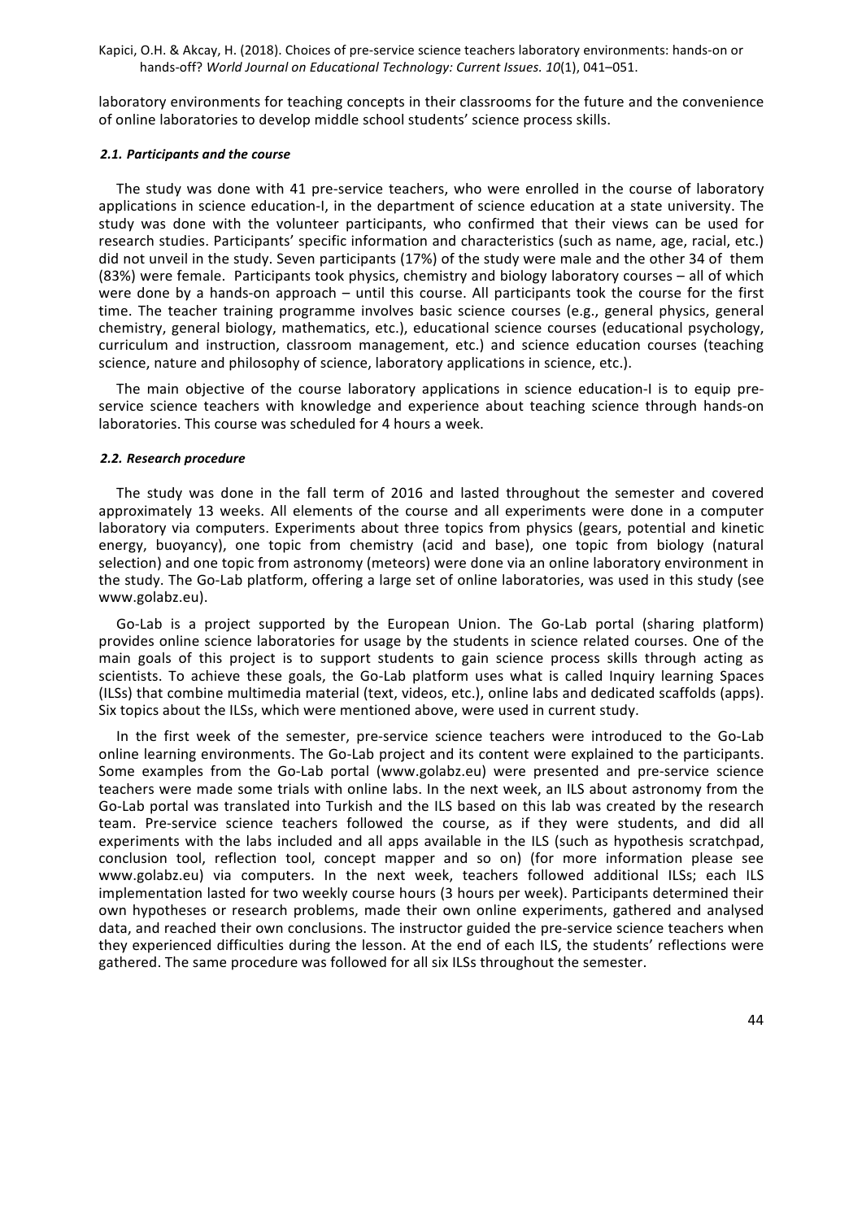laboratory environments for teaching concepts in their classrooms for the future and the convenience of online laboratories to develop middle school students' science process skills.

#### *2.1. Participants and the course*

The study was done with 41 pre-service teachers, who were enrolled in the course of laboratory applications in science education-I, in the department of science education at a state university. The study was done with the volunteer participants, who confirmed that their views can be used for research studies. Participants' specific information and characteristics (such as name, age, racial, etc.) did not unveil in the study. Seven participants (17%) of the study were male and the other 34 of them (83%) were female. Participants took physics, chemistry and biology laboratory courses – all of which were done by a hands-on approach – until this course. All participants took the course for the first time. The teacher training programme involves basic science courses (e.g., general physics, general chemistry, general biology, mathematics, etc.), educational science courses (educational psychology, curriculum and instruction, classroom management, etc.) and science education courses (teaching science, nature and philosophy of science, laboratory applications in science, etc.).

The main objective of the course laboratory applications in science education-I is to equip pre-service science teachers with knowledge and experience about teaching science through hands-on laboratories. This course was scheduled for 4 hours a week.

#### *2.2. Research procedure*

The study was done in the fall term of 2016 and lasted throughout the semester and covered approximately 13 weeks. All elements of the course and all experiments were done in a computer laboratory via computers. Experiments about three topics from physics (gears, potential and kinetic energy, buoyancy), one topic from chemistry (acid and base), one topic from biology (natural selection) and one topic from astronomy (meteors) were done via an online laboratory environment in the study. The Go-Lab platform, offering a large set of online laboratories, was used in this study (see www.golabz.eu).

Go-Lab is a project supported by the European Union. The Go-Lab portal (sharing platform) provides online science laboratories for usage by the students in science related courses. One of the main goals of this project is to support students to gain science process skills through acting as scientists. To achieve these goals, the Go-Lab platform uses what is called Inquiry learning Spaces (ILSs) that combine multimedia material (text, videos, etc.), online labs and dedicated scaffolds (apps). Six topics about the ILSs, which were mentioned above, were used in current study.

In the first week of the semester, pre-service teachers were introduced to the Go-Lab online learning environments. The Go-Lab project and its content were explained to the participants. Some examples from the Go-Lab portal (www.golabz.eu) were presented and pre-service science teachers were made some trials with online labs. In the next week, an ILS about astronomy from the Go-Lab portal was translated into Turkish and the ILS based on this lab was created by the research team. Pre-service science teachers followed the course, as if they were students, and did all experiments with the labs included and all apps available in the ILS (such as hypothesis scratchpad, conclusion tool, reflection tool, concept mapper and so on) (for more information please see www.golabz.eu) via computers. In the next week, teachers followed additional ILSs; each ILS implementation lasted for two weekly course hours (3 hours per week). Participants determined their own hypotheses or research problems, made their own online experiments, gathered and analysed data, and reached their own conclusions. The instructor guided the pre-service science teachers when they experienced difficulties during the lesson. At the end of each ILS, the students' reflections were gathered. The same procedure was followed for all six ILSs throughout the semester.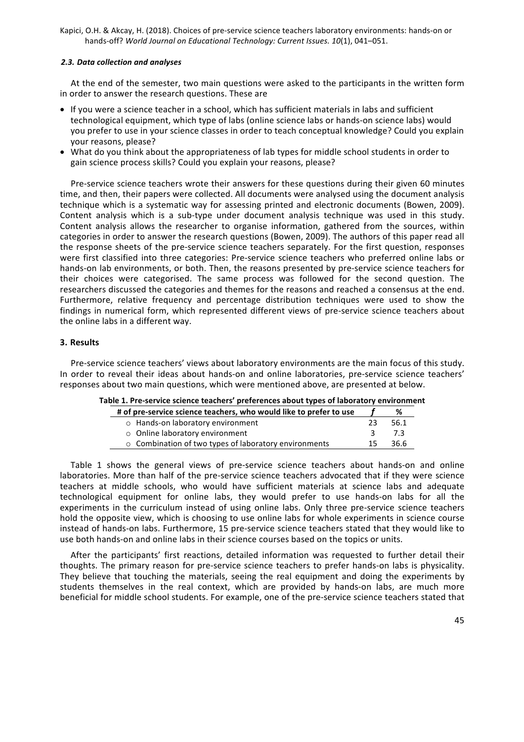### 2.3. Data collection and analyses

At the end of the semester, two main questions were asked to the participants in the written form in order to answer the research questions. These are

- If you were a science teacher in a school, which has sufficient materials in labs and sufficient technological equipment, which type of labs (online science labs or hands-on science labs) would you prefer to use in your science classes in order to teach conceptual knowledge? Could you explain your reasons, please?
- What do you think about the appropriateness of lab types for middle school students in order to gain science process skills? Could you explain your reasons, please?

Pre-service science teachers wrote their answers for these questions during their given 60 minutes time, and then, their papers were collected. All documents were analysed using the document analysis technique which is a systematic way for assessing printed and electronic documents (Bowen, 2009). Content analysis which is a sub-type under document analysis technique was used in this study. Content analysis allows the researcher to organise information, gathered from the sources, within categories in order to answer the research questions (Bowen, 2009). The authors of this paper read all the response sheets of the pre-service science teachers separately. For the first question, responses were first classified into three categories: Pre-service science teachers who preferred online labs or hands-on lab environments, or both. Then, the reasons presented by pre-service science teachers for their choices were categorised. The same process was followed for the second question. The researchers discussed the categories and themes for the reasons and reached a consensus at the end. Furthermore, relative frequency and percentage distribution techniques were used to show the findings in numerical form, which represented different views of pre-service science teachers about the online labs in a different way.

## 3. Results

Pre-service science teachers' views about laboratory environments are the main focus of this study. In order to reveal their ideas about hands-on and online laboratories, pre-service science teachers' responses about two main questions, which were mentioned above, are presented at below.

**Table 1. Pre-service science teachers' preferences about types of laboratory environment**

| # of pre-service science teachers, who would like to prefer to use | *f* | % |
|---|---|---|
| ○ Hands-on laboratory environment | 23 | 56.1 |
| ○ Online laboratory environment | 3 | 7.3 |
| ○ Combination of two types of laboratory environments | 15 | 36.6 |

Table 1 shows the general views of pre-service science teachers about hands-on and online laboratories. More than half of the pre-service science teachers advocated that if they were science teachers at middle schools, who would have sufficient materials at science labs and adequate technological equipment for online labs, they would prefer to use hands-on labs for all the experiments in the curriculum instead of using online labs. Only three pre-service science teachers hold the opposite view, which is choosing to use online labs for whole experiments in science course instead of hands-on labs. Furthermore, 15 pre-service science teachers stated that they would like to use both hands-on and online labs in their science courses based on the topics or units.

After the participants' first reactions, detailed information was requested to further detail their thoughts. The primary reason for pre-service science teachers to prefer hands-on labs is physicality. They believe that touching the materials, seeing the real equipment and doing the experiments by students themselves in the real context, which are provided by hands-on labs, are much more beneficial for middle school students. For example, one of the pre-service science teachers stated that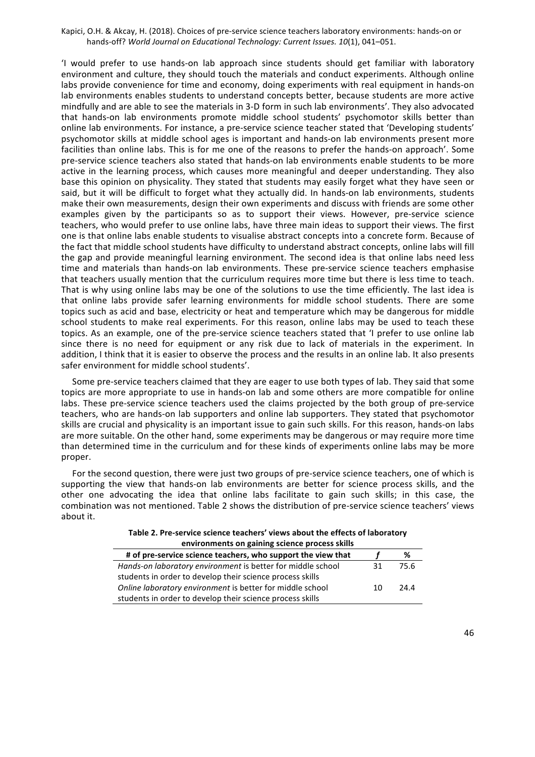'I would prefer to use hands-on lab approach since students should get familiar with laboratory environment and culture, they should touch the materials and conduct experiments. Although online labs provide convenience for time and economy, doing experiments with real equipment in hands-on lab environments enables students to understand concepts better, because students are more active mindfully and are able to see the materials in 3-D form in such lab environments'. They also advocated that hands-on lab environments promote middle school students' psychomotor skills better than online lab environments. For instance, a pre-service science teacher stated that 'Developing students' psychomotor skills at middle school ages is important and hands-on lab environments present more facilities than online labs. This is for me one of the reasons to prefer the hands-on approach'. Some pre-service science teachers also stated that hands-on lab environments enable students to be more active in the learning process, which causes more meaningful and deeper understanding. They also base this opinion on physicality. They stated that students may easily forget what they have seen or said, but it will be difficult to forget what they actually did. In hands-on lab environments, students make their own measurements, design their own experiments and discuss with friends are some other examples given by the participants so as to support their views. However, pre-service science teachers, who would prefer to use online labs, have three main ideas to support their views. The first one is that online labs enable students to visualise abstract concepts into a concrete form. Because of the fact that middle school students have difficulty to understand abstract concepts, online labs will fill the gap and provide meaningful learning environment. The second idea is that online labs need less time and materials than hands-on lab environments. These pre-service science teachers emphasise that teachers usually mention that the curriculum requires more time but there is less time to teach. That is why using online labs may be one of the solutions to use the time efficiently. The last idea is that online labs provide safer learning environments for middle school students. There are some topics such as acid and base, electricity or heat and temperature which may be dangerous for middle school students to make real experiments. For this reason, online labs may be used to teach these topics. As an example, one of the pre-service science teachers stated that 'I prefer to use online lab since there is no need for equipment or any risk due to lack of materials in the experiment. In addition, I think that it is easier to observe the process and the results in an online lab. It also presents safer environment for middle school students'.

Some pre-service teachers claimed that they are eager to use both types of lab. They said that some topics are more appropriate to use in hands-on lab and some others are more compatible for online labs. These pre-service science teachers used the claims projected by the both group of pre-service teachers, who are hands-on lab supporters and online lab supporters. They stated that psychomotor skills are crucial and physicality is an important issue to gain such skills. For this reason, hands-on labs are more suitable. On the other hand, some experiments may be dangerous or may require more time than determined time in the curriculum and for these kinds of experiments online labs may be more proper.

For the second question, there were just two groups of pre-service science teachers, one of which is supporting the view that hands-on lab environments are better for science process skills, and the other one advocating the idea that online labs facilitate to gain such skills; in this case, the combination was not mentioned. Table 2 shows the distribution of pre-service science teachers' views about it.

**Table 2. Pre-service science teachers' views about the effects of laboratory environments on gaining science process skills**

| # of pre-service science teachers, who support the view that | *f* | % |
|---|---|---|
| *Hands-on laboratory environment* is better for middle school students in order to develop their science process skills | 31 | 75.6 |
| *Online laboratory environment* is better for middle school students in order to develop their science process skills | 10 | 24.4 |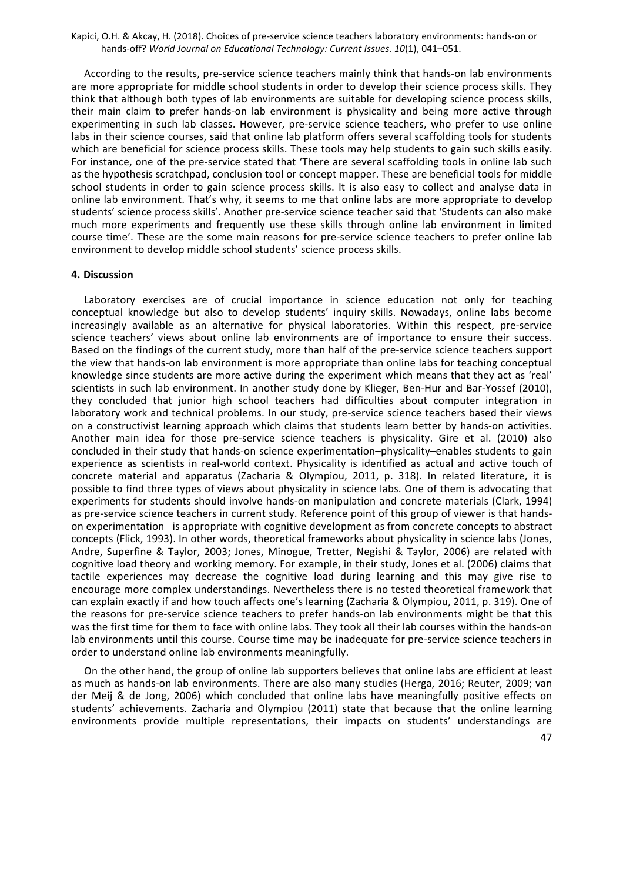According to the results, pre-service science teachers mainly think that hands-on lab environments are more appropriate for middle school students in order to develop their science process skills. They think that although both types of lab environments are suitable for developing science process skills, their main claim to prefer hands-on lab environment is physicality and being more active through experimenting in such lab classes. However, pre-service science teachers, who prefer to use online labs in their science courses, said that online lab platform offers several scaffolding tools for students which are beneficial for science process skills. These tools may help students to gain such skills easily. For instance, one of the pre-service stated that 'There are several scaffolding tools in online lab such as the hypothesis scratchpad, conclusion tool or concept mapper. These are beneficial tools for middle school students in order to gain science process skills. It is also easy to collect and analyse data in online lab environment. That's why, it seems to me that online labs are more appropriate to develop students' science process skills'. Another pre-service science teacher said that 'Students can also make much more experiments and frequently use these skills through online lab environment in limited course time'. These are the some main reasons for pre-service science teachers to prefer online lab environment to develop middle school students' science process skills.

## 4. Discussion

Laboratory exercises are of crucial importance in science education not only for teaching conceptual knowledge but also to develop students' inquiry skills. Nowadays, online labs become increasingly available as an alternative for physical laboratories. Within this respect, pre-service science teachers' views about online lab environments are of importance to ensure their success. Based on the findings of the current study, more than half of the pre-service science teachers support the view that hands-on lab environment is more appropriate than online labs for teaching conceptual knowledge since students are more active during the experiment which means that they act as 'real' scientists in such lab environment. In another study done by Klieger, Ben-Hur and Bar-Yossef (2010), they concluded that junior high school teachers had difficulties about computer integration in laboratory work and technical problems. In our study, pre-service science teachers based their views on a constructivist learning approach which claims that students learn better by hands-on activities. Another main idea for those pre-service science teachers is physicality. Gire et al. (2010) also concluded in their study that hands-on science experimentation–physicality–enables students to gain experience as scientists in real-world context. Physicality is identified as actual and active touch of concrete material and apparatus (Zacharia & Olympiou, 2011, p. 318). In related literature, it is possible to find three types of views about physicality in science labs. One of them is advocating that experiments for students should involve hands-on manipulation and concrete materials (Clark, 1994) as pre-service science teachers in current study. Reference point of this group of viewer is that hands-on experimentation is appropriate with cognitive development as from concrete concepts to abstract concepts (Flick, 1993). In other words, theoretical frameworks about physicality in science labs (Jones, Andre, Superfine & Taylor, 2003; Jones, Minogue, Tretter, Negishi & Taylor, 2006) are related with cognitive load theory and working memory. For example, in their study, Jones et al. (2006) claims that tactile experiences may decrease the cognitive load during learning and this may give rise to encourage more complex understandings. Nevertheless there is no tested theoretical framework that can explain exactly if and how touch affects one's learning (Zacharia & Olympiou, 2011, p. 319). One of the reasons for pre-service science teachers to prefer hands-on lab environments might be that this was the first time for them to face with online labs. They took all their lab courses within the hands-on lab environments until this course. Course time may be inadequate for pre-service science teachers in order to understand online lab environments meaningfully.

On the other hand, the group of online lab supporters believes that online labs are efficient at least as much as hands-on lab environments. There are also many studies (Herga, 2016; Reuter, 2009; van der Meij & de Jong, 2006) which concluded that online labs have meaningfully positive effects on students' achievements. Zacharia and Olympiou (2011) state that because that the online learning environments provide multiple representations, their impacts on students' understandings are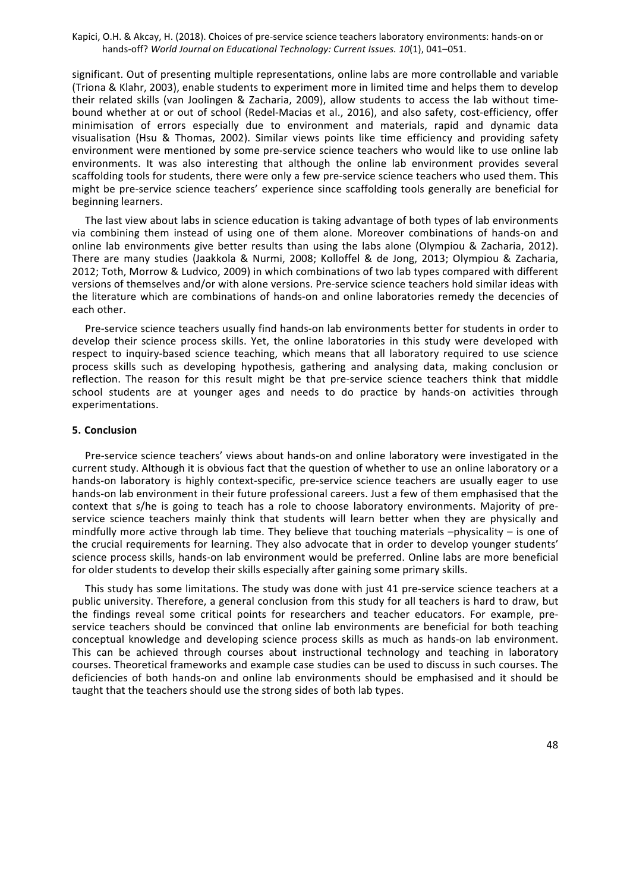significant. Out of presenting multiple representations, online labs are more controllable and variable (Triona & Klahr, 2003), enable students to experiment more in limited time and helps them to develop their related skills (van Joolingen & Zacharia, 2009), allow students to access the lab without time-bound whether at or out of school (Redel-Macias et al., 2016), and also safety, cost-efficiency, offer minimisation of errors especially due to environment and materials, rapid and dynamic data visualisation (Hsu & Thomas, 2002). Similar views points like time efficiency and providing safety environment were mentioned by some pre-service science teachers who would like to use online lab environments. It was also interesting that although the online lab environment provides several scaffolding tools for students, there were only a few pre-service science teachers who used them. This might be pre-service science teachers' experience since scaffolding tools generally are beneficial for beginning learners.

The last view about labs in science education is taking advantage of both types of lab environments via combining them instead of using one of them alone. Moreover combinations of hands-on and online lab environments give better results than using the labs alone (Olympiou & Zacharia, 2012). There are many studies (Jaakkola & Nurmi, 2008; Kolloffel & de Jong, 2013; Olympiou & Zacharia, 2012; Toth, Morrow & Ludvico, 2009) in which combinations of two lab types compared with different versions of themselves and/or with alone versions. Pre-service science teachers hold similar ideas with the literature which are combinations of hands-on and online laboratories remedy the decencies of each other.

Pre-service science teachers usually find hands-on lab environments better for students in order to develop their science process skills. Yet, the online laboratories in this study were developed with respect to inquiry-based science teaching, which means that all laboratory required to use science process skills such as developing hypothesis, gathering and analysing data, making conclusion or reflection. The reason for this result might be that pre-service science teachers think that middle school students are at younger ages and needs to do practice by hands-on activities through experimentations.

## 5. Conclusion

Pre-service science teachers' views about hands-on and online laboratory were investigated in the current study. Although it is obvious fact that the question of whether to use an online laboratory or a hands-on laboratory is highly context-specific, pre-service science teachers are usually eager to use hands-on lab environment in their future professional careers. Just a few of them emphasised that the context that s/he is going to teach has a role to choose laboratory environments. Majority of pre-service science teachers mainly think that students will learn better when they are physically and mindfully more active through lab time. They believe that touching materials –physicality – is one of the crucial requirements for learning. They also advocate that in order to develop younger students' science process skills, hands-on lab environment would be preferred. Online labs are more beneficial for older students to develop their skills especially after gaining some primary skills.

This study has some limitations. The study was done with just 41 pre-service science teachers at a public university. Therefore, a general conclusion from this study for all teachers is hard to draw, but the findings reveal some critical points for researchers and teacher educators. For example, pre-service teachers should be convinced that online lab environments are beneficial for both teaching conceptual knowledge and developing science process skills as much as hands-on lab environment. This can be achieved through courses about instructional technology and teaching in laboratory courses. Theoretical frameworks and example case studies can be used to discuss in such courses. The deficiencies of both hands-on and online lab environments should be emphasised and it should be taught that the teachers should use the strong sides of both lab types.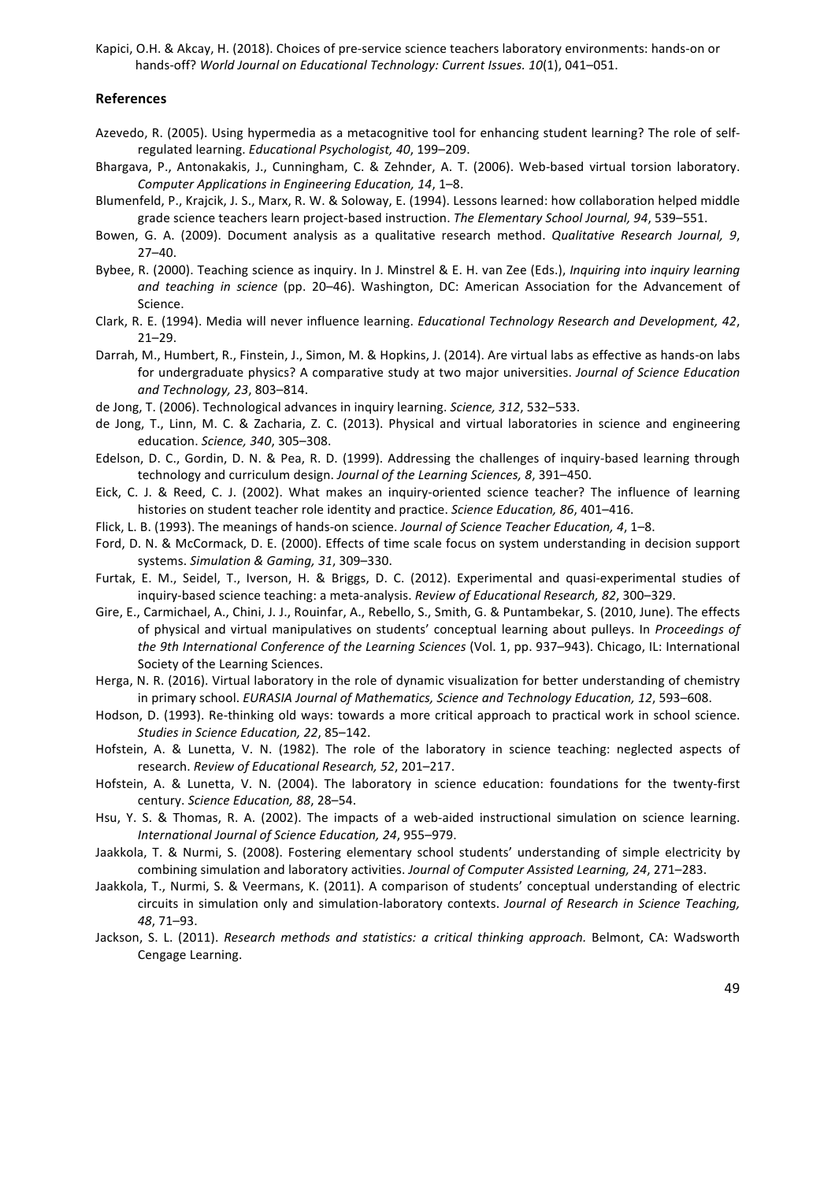Kapici, O.H. & Akcay, H. (2018). Choices of pre-service science teachers laboratory environments: hands-on or hands-off? *World Journal on Educational Technology: Current Issues. 10*(1), 041–051.

## References

Azevedo, R. (2005). Using hypermedia as a metacognitive tool for enhancing student learning? The role of self-regulated learning. *Educational Psychologist, 40*, 199–209.

Bhargava, P., Antonakakis, J., Cunningham, C. & Zehnder, A. T. (2006). Web-based virtual torsion laboratory. *Computer Applications in Engineering Education, 14*, 1–8.

Blumenfeld, P., Krajcik, J. S., Marx, R. W. & Soloway, E. (1994). Lessons learned: how collaboration helped middle grade science teachers learn project-based instruction. *The Elementary School Journal, 94*, 539–551.

Bowen, G. A. (2009). Document analysis as a qualitative research method. *Qualitative Research Journal, 9*, 27–40.

Bybee, R. (2000). Teaching science as inquiry. In J. Minstrel & E. H. van Zee (Eds.), *Inquiring into inquiry learning and teaching in science* (pp. 20–46). Washington, DC: American Association for the Advancement of Science.

Clark, R. E. (1994). Media will never influence learning. *Educational Technology Research and Development, 42*, 21–29.

Darrah, M., Humbert, R., Finstein, J., Simon, M. & Hopkins, J. (2014). Are virtual labs as effective as hands-on labs for undergraduate physics? A comparative study at two major universities. *Journal of Science Education and Technology, 23*, 803–814.

de Jong, T. (2006). Technological advances in inquiry learning. *Science, 312*, 532–533.

de Jong, T., Linn, M. C. & Zacharia, Z. C. (2013). Physical and virtual laboratories in science and engineering education. *Science, 340*, 305–308.

Edelson, D. C., Gordin, D. N. & Pea, R. D. (1999). Addressing the challenges of inquiry-based learning through technology and curriculum design. *Journal of the Learning Sciences, 8*, 391–450.

Eick, C. J. & Reed, C. J. (2002). What makes an inquiry-oriented science teacher? The influence of learning histories on student teacher role identity and practice. *Science Education, 86*, 401–416.

Flick, L. B. (1993). The meanings of hands-on science. *Journal of Science Teacher Education, 4*, 1–8.

Ford, D. N. & McCormack, D. E. (2000). Effects of time scale focus on system understanding in decision support systems. *Simulation & Gaming, 31*, 309–330.

Furtak, E. M., Seidel, T., Iverson, H. & Briggs, D. C. (2012). Experimental and quasi-experimental studies of inquiry-based science teaching: a meta-analysis. *Review of Educational Research, 82*, 300–329.

Gire, E., Carmichael, A., Chini, J. J., Rouinfar, A., Rebello, S., Smith, G. & Puntambekar, S. (2010, June). The effects of physical and virtual manipulatives on students' conceptual learning about pulleys. In *Proceedings of the 9th International Conference of the Learning Sciences* (Vol. 1, pp. 937–943). Chicago, IL: International Society of the Learning Sciences.

Herga, N. R. (2016). Virtual laboratory in the role of dynamic visualization for better understanding of chemistry in primary school. *EURASIA Journal of Mathematics, Science and Technology Education, 12*, 593–608.

Hodson, D. (1993). Re-thinking old ways: towards a more critical approach to practical work in school science. *Studies in Science Education, 22*, 85–142.

Hofstein, A. & Lunetta, V. N. (1982). The role of the laboratory in science teaching: neglected aspects of research. *Review of Educational Research, 52*, 201–217.

Hofstein, A. & Lunetta, V. N. (2004). The laboratory in science education: foundations for the twenty-first century. *Science Education, 88*, 28–54.

Hsu, Y. S. & Thomas, R. A. (2002). The impacts of a web-aided instructional simulation on science learning. *International Journal of Science Education, 24*, 955–979.

Jaakkola, T. & Nurmi, S. (2008). Fostering elementary school students' understanding of simple electricity by combining simulation and laboratory activities. *Journal of Computer Assisted Learning, 24*, 271–283.

Jaakkola, T., Nurmi, S. & Veermans, K. (2011). A comparison of students' conceptual understanding of electric circuits in simulation only and simulation-laboratory contexts. *Journal of Research in Science Teaching, 48*, 71–93.

Jackson, S. L. (2011). *Research methods and statistics: a critical thinking approach.* Belmont, CA: Wadsworth Cengage Learning.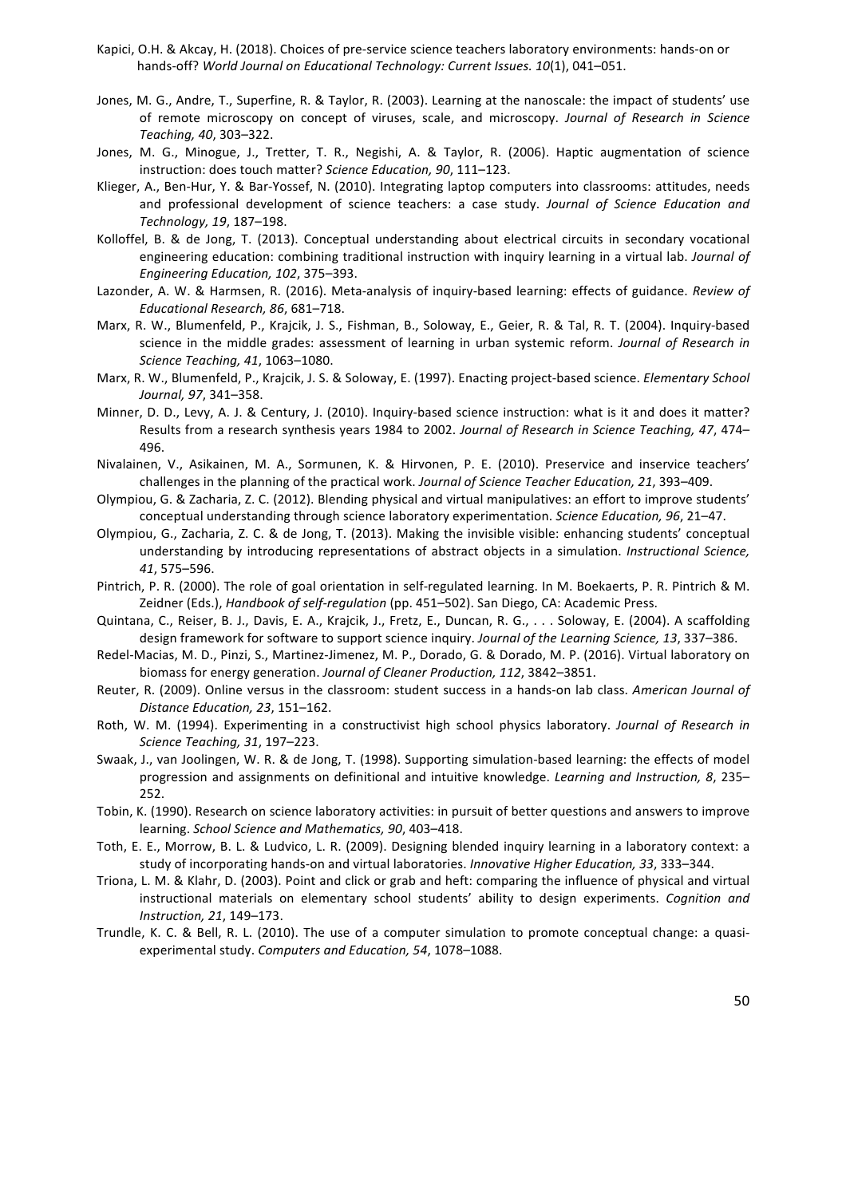Kapici, O.H. & Akcay, H. (2018). Choices of pre-service science teachers laboratory environments: hands-on or hands-off? *World Journal on Educational Technology: Current Issues. 10*(1), 041–051.

Jones, M. G., Andre, T., Superfine, R. & Taylor, R. (2003). Learning at the nanoscale: the impact of students' use of remote microscopy on concept of viruses, scale, and microscopy. *Journal of Research in Science Teaching, 40*, 303–322.

Jones, M. G., Minogue, J., Tretter, T. R., Negishi, A. & Taylor, R. (2006). Haptic augmentation of science instruction: does touch matter? *Science Education, 90*, 111–123.

Klieger, A., Ben-Hur, Y. & Bar-Yossef, N. (2010). Integrating laptop computers into classrooms: attitudes, needs and professional development of science teachers: a case study. *Journal of Science Education and Technology, 19*, 187–198.

Kolloffel, B. & de Jong, T. (2013). Conceptual understanding about electrical circuits in secondary vocational engineering education: combining traditional instruction with inquiry learning in a virtual lab. *Journal of Engineering Education, 102*, 375–393.

Lazonder, A. W. & Harmsen, R. (2016). Meta-analysis of inquiry-based learning: effects of guidance. *Review of Educational Research, 86*, 681–718.

Marx, R. W., Blumenfeld, P., Krajcik, J. S., Fishman, B., Soloway, E., Geier, R. & Tal, R. T. (2004). Inquiry-based science in the middle grades: assessment of learning in urban systemic reform. *Journal of Research in Science Teaching, 41*, 1063–1080.

Marx, R. W., Blumenfeld, P., Krajcik, J. S. & Soloway, E. (1997). Enacting project-based science. *Elementary School Journal, 97*, 341–358.

Minner, D. D., Levy, A. J. & Century, J. (2010). Inquiry-based science instruction: what is it and does it matter? Results from a research synthesis years 1984 to 2002. *Journal of Research in Science Teaching, 47*, 474–496.

Nivalainen, V., Asikainen, M. A., Sormunen, K. & Hirvonen, P. E. (2010). Preservice and inservice teachers' challenges in the planning of the practical work. *Journal of Science Teacher Education, 21*, 393–409.

Olympiou, G. & Zacharia, Z. C. (2012). Blending physical and virtual manipulatives: an effort to improve students' conceptual understanding through science laboratory experimentation. *Science Education, 96*, 21–47.

Olympiou, G., Zacharia, Z. C. & de Jong, T. (2013). Making the invisible visible: enhancing students' conceptual understanding by introducing representations of abstract objects in a simulation. *Instructional Science, 41*, 575–596.

Pintrich, P. R. (2000). The role of goal orientation in self-regulated learning. In M. Boekaerts, P. R. Pintrich & M. Zeidner (Eds.), *Handbook of self-regulation* (pp. 451–502). San Diego, CA: Academic Press.

Quintana, C., Reiser, B. J., Davis, E. A., Krajcik, J., Fretz, E., Duncan, R. G., . . . Soloway, E. (2004). A scaffolding design framework for software to support science inquiry. *Journal of the Learning Science, 13*, 337–386.

Redel-Macias, M. D., Pinzi, S., Martinez-Jimenez, M. P., Dorado, G. & Dorado, M. P. (2016). Virtual laboratory on biomass for energy generation. *Journal of Cleaner Production, 112*, 3842–3851.

Reuter, R. (2009). Online versus in the classroom: student success in a hands-on lab class. *American Journal of Distance Education, 23*, 151–162.

Roth, W. M. (1994). Experimenting in a constructivist high school physics laboratory. *Journal of Research in Science Teaching, 31*, 197–223.

Swaak, J., van Joolingen, W. R. & de Jong, T. (1998). Supporting simulation-based learning: the effects of model progression and assignments on definitional and intuitive knowledge. *Learning and Instruction, 8*, 235–252.

Tobin, K. (1990). Research on science laboratory activities: in pursuit of better questions and answers to improve learning. *School Science and Mathematics, 90*, 403–418.

Toth, E. E., Morrow, B. L. & Ludvico, L. R. (2009). Designing blended inquiry learning in a laboratory context: a study of incorporating hands-on and virtual laboratories. *Innovative Higher Education, 33*, 333–344.

Triona, L. M. & Klahr, D. (2003). Point and click or grab and heft: comparing the influence of physical and virtual instructional materials on elementary school students' ability to design experiments. *Cognition and Instruction, 21*, 149–173.

Trundle, K. C. & Bell, R. L. (2010). The use of a computer simulation to promote conceptual change: a quasi-experimental study. *Computers and Education, 54*, 1078–1088.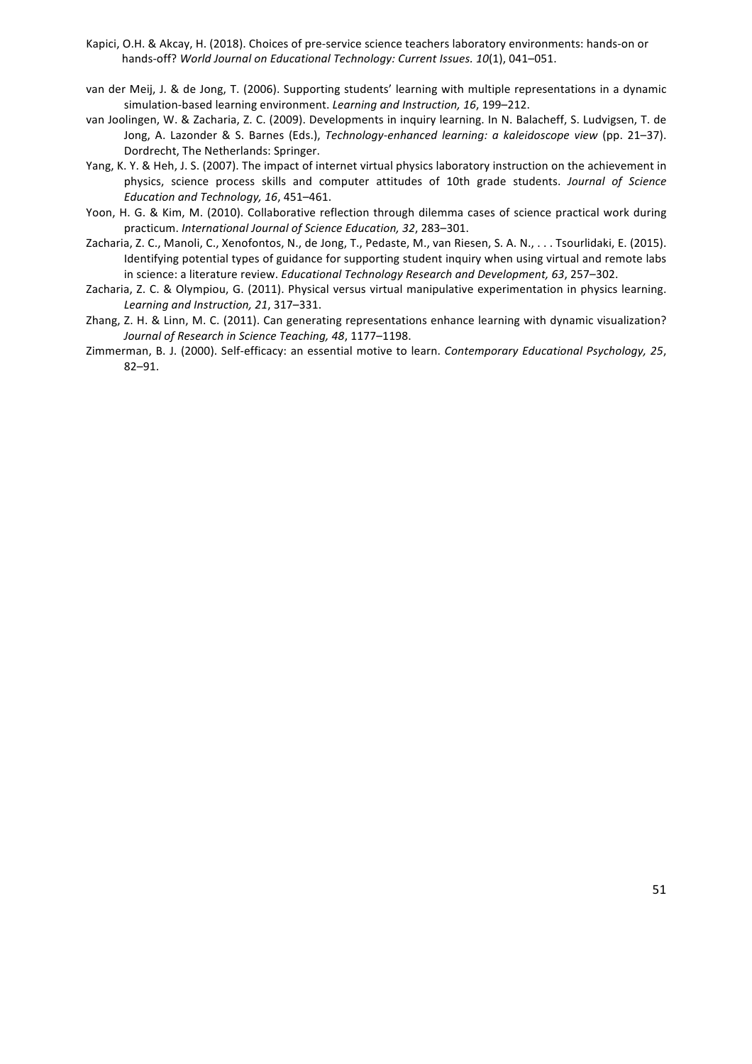Kapici, O.H. & Akcay, H. (2018). Choices of pre-service science teachers laboratory environments: hands-on or hands-off? *World Journal on Educational Technology: Current Issues. 10*(1), 041–051.

van der Meij, J. & de Jong, T. (2006). Supporting students' learning with multiple representations in a dynamic simulation-based learning environment. *Learning and Instruction, 16*, 199–212.

van Joolingen, W. & Zacharia, Z. C. (2009). Developments in inquiry learning. In N. Balacheff, S. Ludvigsen, T. de Jong, A. Lazonder & S. Barnes (Eds.), *Technology-enhanced learning: a kaleidoscope view* (pp. 21–37). Dordrecht, The Netherlands: Springer.

Yang, K. Y. & Heh, J. S. (2007). The impact of internet virtual physics laboratory instruction on the achievement in physics, science process skills and computer attitudes of 10th grade students. *Journal of Science Education and Technology, 16*, 451–461.

Yoon, H. G. & Kim, M. (2010). Collaborative reflection through dilemma cases of science practical work during practicum. *International Journal of Science Education, 32*, 283–301.

Zacharia, Z. C., Manoli, C., Xenofontos, N., de Jong, T., Pedaste, M., van Riesen, S. A. N., . . . Tsourlidaki, E. (2015). Identifying potential types of guidance for supporting student inquiry when using virtual and remote labs in science: a literature review. *Educational Technology Research and Development, 63*, 257–302.

Zacharia, Z. C. & Olympiou, G. (2011). Physical versus virtual manipulative experimentation in physics learning. *Learning and Instruction, 21*, 317–331.

Zhang, Z. H. & Linn, M. C. (2011). Can generating representations enhance learning with dynamic visualization? *Journal of Research in Science Teaching, 48*, 1177–1198.

Zimmerman, B. J. (2000). Self-efficacy: an essential motive to learn. *Contemporary Educational Psychology, 25*, 82–91.